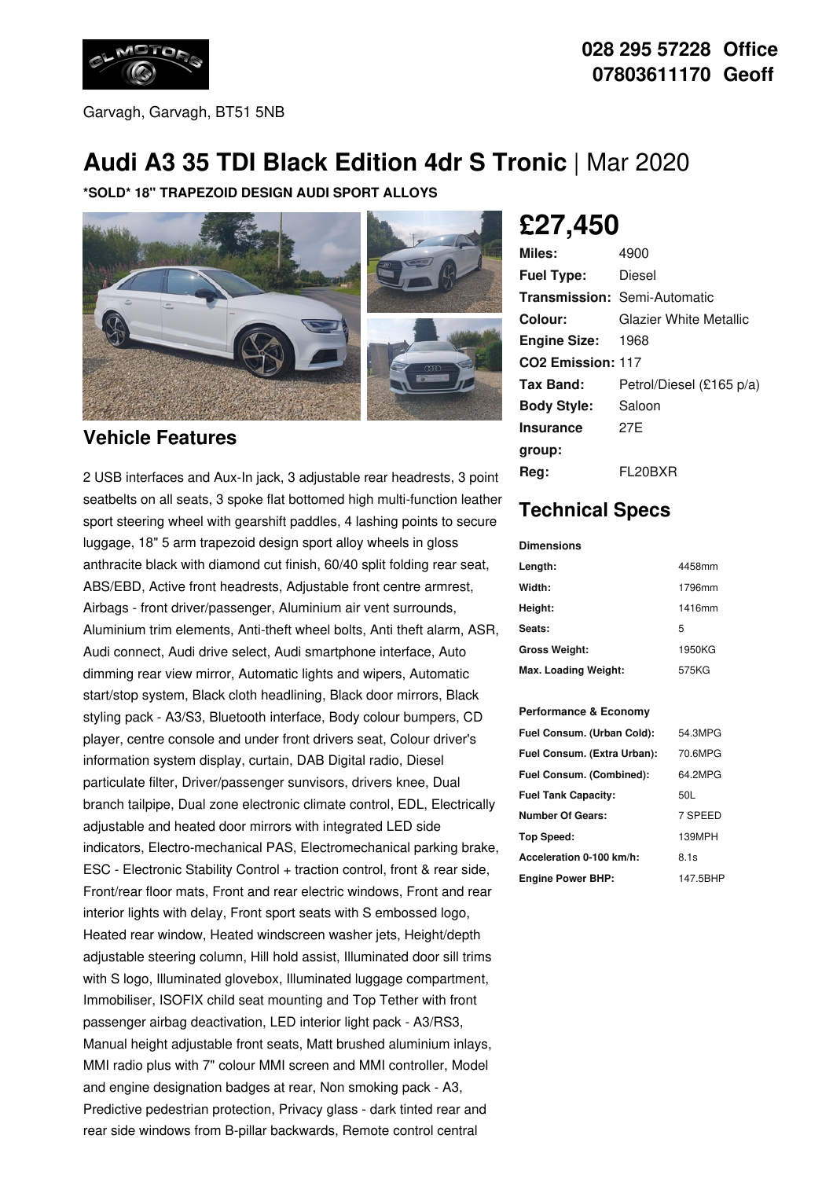028 295 57228 Office
07803611170 Geoff

Garvagh, Garvagh, BT51 5NB

# Audi A3 35 TDI Black Edition 4dr S Tronic | Mar 2020

**\*SOLD\* 18" TRAPEZOID DESIGN AUDI SPORT ALLOYS**

## £27,450

| | |
|---|---|
| **Miles:** | 4900 |
| **Fuel Type:** | Diesel |
| **Transmission:** | Semi-Automatic |
| **Colour:** | Glazier White Metallic |
| **Engine Size:** | 1968 |
| **CO2 Emission:** | 117 |
| **Tax Band:** | Petrol/Diesel (£165 p/a) |
| **Body Style:** | Saloon |
| **Insurance group:** | 27E |
| **Reg:** | FL20BXR |

## Vehicle Features

2 USB interfaces and Aux-In jack, 3 adjustable rear headrests, 3 point seatbelts on all seats, 3 spoke flat bottomed high multi-function leather sport steering wheel with gearshift paddles, 4 lashing points to secure luggage, 18" 5 arm trapezoid design sport alloy wheels in gloss anthracite black with diamond cut finish, 60/40 split folding rear seat, ABS/EBD, Active front headrests, Adjustable front centre armrest, Airbags - front driver/passenger, Aluminium air vent surrounds, Aluminium trim elements, Anti-theft wheel bolts, Anti theft alarm, ASR, Audi connect, Audi drive select, Audi smartphone interface, Auto dimming rear view mirror, Automatic lights and wipers, Automatic start/stop system, Black cloth headlining, Black door mirrors, Black styling pack - A3/S3, Bluetooth interface, Body colour bumpers, CD player, centre console and under front drivers seat, Colour driver's information system display, curtain, DAB Digital radio, Diesel particulate filter, Driver/passenger sunvisors, drivers knee, Dual branch tailpipe, Dual zone electronic climate control, EDL, Electrically adjustable and heated door mirrors with integrated LED side indicators, Electro-mechanical PAS, Electromechanical parking brake, ESC - Electronic Stability Control + traction control, front & rear side, Front/rear floor mats, Front and rear electric windows, Front and rear interior lights with delay, Front sport seats with S embossed logo, Heated rear window, Heated windscreen washer jets, Height/depth adjustable steering column, Hill hold assist, Illuminated door sill trims with S logo, Illuminated glovebox, Illuminated luggage compartment, Immobiliser, ISOFIX child seat mounting and Top Tether with front passenger airbag deactivation, LED interior light pack - A3/RS3, Manual height adjustable front seats, Matt brushed aluminium inlays, MMI radio plus with 7" colour MMI screen and MMI controller, Model and engine designation badges at rear, Non smoking pack - A3, Predictive pedestrian protection, Privacy glass - dark tinted rear and rear side windows from B-pillar backwards, Remote control central

## Technical Specs

**Dimensions**

| | |
|---|---|
| **Length:** | 4458mm |
| **Width:** | 1796mm |
| **Height:** | 1416mm |
| **Seats:** | 5 |
| **Gross Weight:** | 1950KG |
| **Max. Loading Weight:** | 575KG |

**Performance & Economy**

| | |
|---|---|
| **Fuel Consum. (Urban Cold):** | 54.3MPG |
| **Fuel Consum. (Extra Urban):** | 70.6MPG |
| **Fuel Consum. (Combined):** | 64.2MPG |
| **Fuel Tank Capacity:** | 50L |
| **Number Of Gears:** | 7 SPEED |
| **Top Speed:** | 139MPH |
| **Acceleration 0-100 km/h:** | 8.1s |
| **Engine Power BHP:** | 147.5BHP |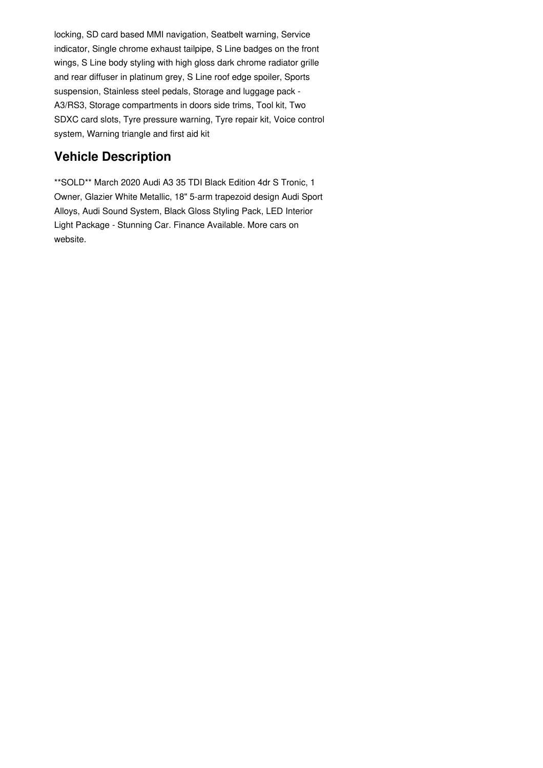locking, SD card based MMI navigation, Seatbelt warning, Service indicator, Single chrome exhaust tailpipe, S Line badges on the front wings, S Line body styling with high gloss dark chrome radiator grille and rear diffuser in platinum grey, S Line roof edge spoiler, Sports suspension, Stainless steel pedals, Storage and luggage pack - A3/RS3, Storage compartments in doors side trims, Tool kit, Two SDXC card slots, Tyre pressure warning, Tyre repair kit, Voice control system, Warning triangle and first aid kit

## Vehicle Description

**SOLD** March 2020 Audi A3 35 TDI Black Edition 4dr S Tronic, 1 Owner, Glazier White Metallic, 18" 5-arm trapezoid design Audi Sport Alloys, Audi Sound System, Black Gloss Styling Pack, LED Interior Light Package - Stunning Car. Finance Available. More cars on website.